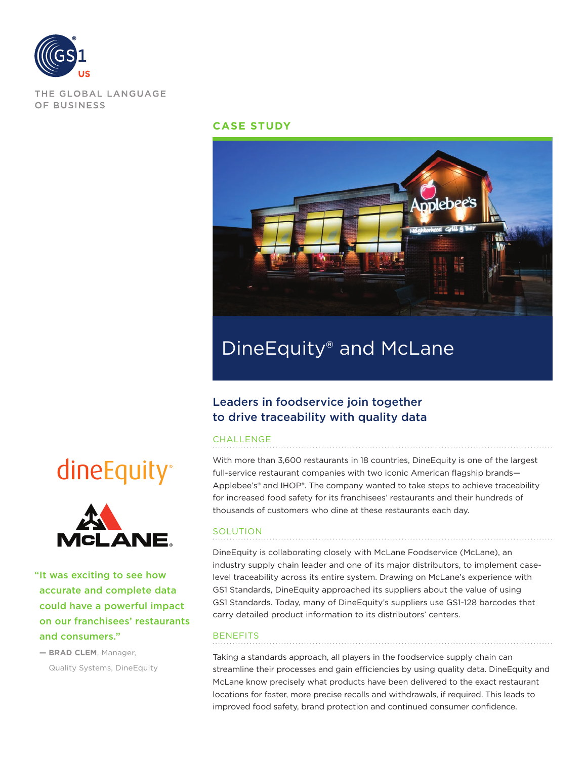THE GLOBAL LANGUAGE OF BUSINESS

**CASE STUDY**

# DineEquity® and McLane

## Leaders in foodservice join together to drive traceability with quality data

### CHALLENGE

With more than 3,600 restaurants in 18 countries, DineEquity is one of the largest full-service restaurant companies with two iconic American flagship brands—Applebee's® and IHOP®. The company wanted to take steps to achieve traceability for increased food safety for its franchisees' restaurants and their hundreds of thousands of customers who dine at these restaurants each day.

### SOLUTION

DineEquity is collaborating closely with McLane Foodservice (McLane), an industry supply chain leader and one of its major distributors, to implement case-level traceability across its entire system. Drawing on McLane's experience with GS1 Standards, DineEquity approached its suppliers about the value of using GS1 Standards. Today, many of DineEquity's suppliers use GS1-128 barcodes that carry detailed product information to its distributors' centers.

### BENEFITS

Taking a standards approach, all players in the foodservice supply chain can streamline their processes and gain efficiencies by using quality data. DineEquity and McLane know precisely what products have been delivered to the exact restaurant locations for faster, more precise recalls and withdrawals, if required. This leads to improved food safety, brand protection and continued consumer confidence.

"It was exciting to see how accurate and complete data could have a powerful impact on our franchisees' restaurants and consumers."

— **BRAD CLEM**, Manager, Quality Systems, DineEquity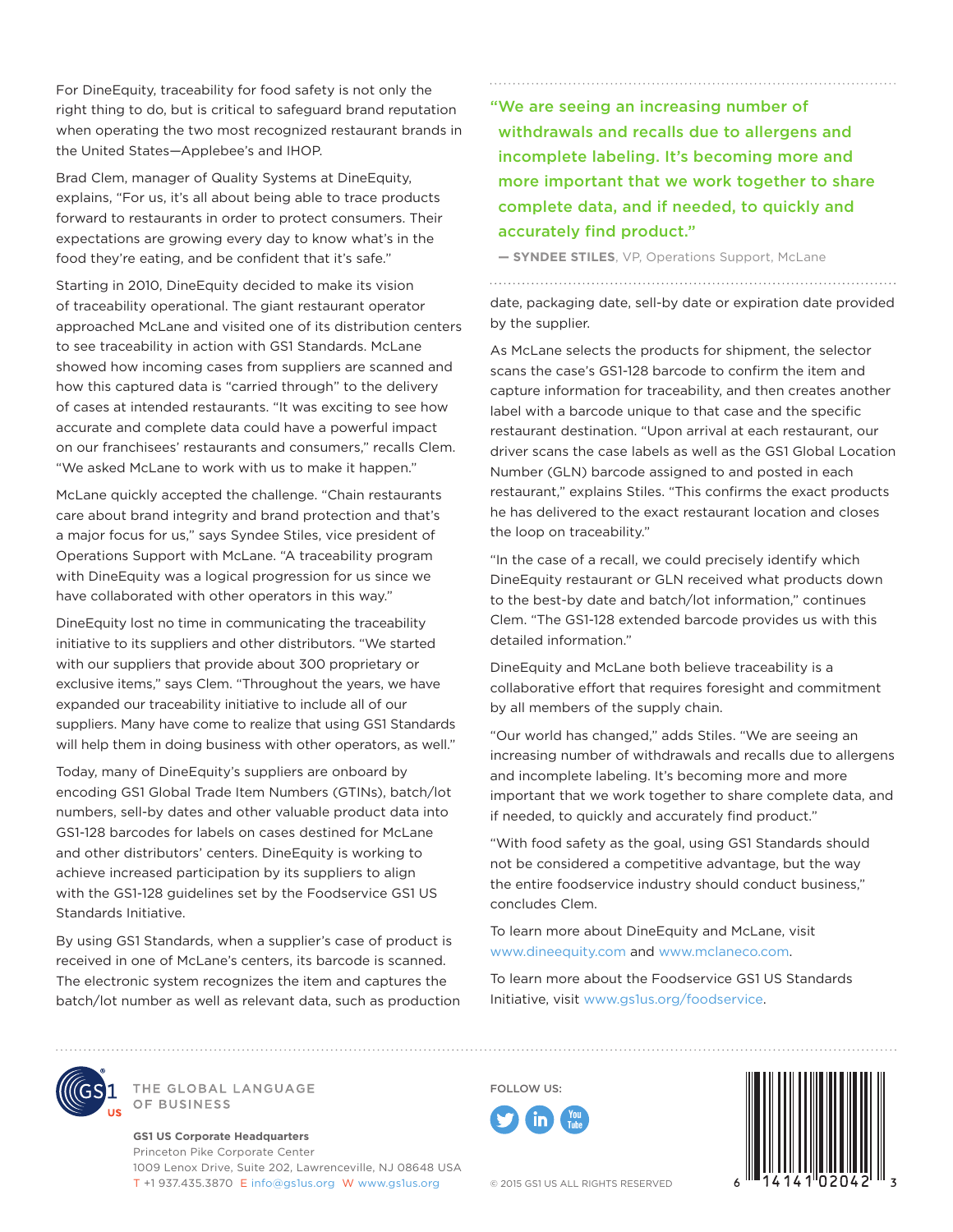For DineEquity, traceability for food safety is not only the right thing to do, but is critical to safeguard brand reputation when operating the two most recognized restaurant brands in the United States—Applebee's and IHOP.

Brad Clem, manager of Quality Systems at DineEquity, explains, "For us, it's all about being able to trace products forward to restaurants in order to protect consumers. Their expectations are growing every day to know what's in the food they're eating, and be confident that it's safe."

Starting in 2010, DineEquity decided to make its vision of traceability operational. The giant restaurant operator approached McLane and visited one of its distribution centers to see traceability in action with GS1 Standards. McLane showed how incoming cases from suppliers are scanned and how this captured data is "carried through" to the delivery of cases at intended restaurants. "It was exciting to see how accurate and complete data could have a powerful impact on our franchisees' restaurants and consumers," recalls Clem. "We asked McLane to work with us to make it happen."

McLane quickly accepted the challenge. "Chain restaurants care about brand integrity and brand protection and that's a major focus for us," says Syndee Stiles, vice president of Operations Support with McLane. "A traceability program with DineEquity was a logical progression for us since we have collaborated with other operators in this way."

DineEquity lost no time in communicating the traceability initiative to its suppliers and other distributors. "We started with our suppliers that provide about 300 proprietary or exclusive items," says Clem. "Throughout the years, we have expanded our traceability initiative to include all of our suppliers. Many have come to realize that using GS1 Standards will help them in doing business with other operators, as well."

Today, many of DineEquity's suppliers are onboard by encoding GS1 Global Trade Item Numbers (GTINs), batch/lot numbers, sell-by dates and other valuable product data into GS1-128 barcodes for labels on cases destined for McLane and other distributors' centers. DineEquity is working to achieve increased participation by its suppliers to align with the GS1-128 guidelines set by the Foodservice GS1 US Standards Initiative.

By using GS1 Standards, when a supplier's case of product is received in one of McLane's centers, its barcode is scanned. The electronic system recognizes the item and captures the batch/lot number as well as relevant data, such as production date, packaging date, sell-by date or expiration date provided by the supplier.

> "We are seeing an increasing number of withdrawals and recalls due to allergens and incomplete labeling. It's becoming more and more important that we work together to share complete data, and if needed, to quickly and accurately find product."
>
> — **SYNDEE STILES**, VP, Operations Support, McLane

As McLane selects the products for shipment, the selector scans the case's GS1-128 barcode to confirm the item and capture information for traceability, and then creates another label with a barcode unique to that case and the specific restaurant destination. "Upon arrival at each restaurant, our driver scans the case labels as well as the GS1 Global Location Number (GLN) barcode assigned to and posted in each restaurant," explains Stiles. "This confirms the exact products he has delivered to the exact restaurant location and closes the loop on traceability."

"In the case of a recall, we could precisely identify which DineEquity restaurant or GLN received what products down to the best-by date and batch/lot information," continues Clem. "The GS1-128 extended barcode provides us with this detailed information."

DineEquity and McLane both believe traceability is a collaborative effort that requires foresight and commitment by all members of the supply chain.

"Our world has changed," adds Stiles. "We are seeing an increasing number of withdrawals and recalls due to allergens and incomplete labeling. It's becoming more and more important that we work together to share complete data, and if needed, to quickly and accurately find product."

"With food safety as the goal, using GS1 Standards should not be considered a competitive advantage, but the way the entire foodservice industry should conduct business," concludes Clem.

To learn more about DineEquity and McLane, visit www.dineequity.com and www.mclaneco.com.

To learn more about the Foodservice GS1 US Standards Initiative, visit www.gs1us.org/foodservice.

THE GLOBAL LANGUAGE OF BUSINESS

**GS1 US Corporate Headquarters**
Princeton Pike Corporate Center
1009 Lenox Drive, Suite 202, Lawrenceville, NJ 08648 USA
T +1 937.435.3870 E info@gs1us.org W www.gs1us.org

FOLLOW US:

© 2015 GS1 US ALL RIGHTS RESERVED

6 14141 02042 3